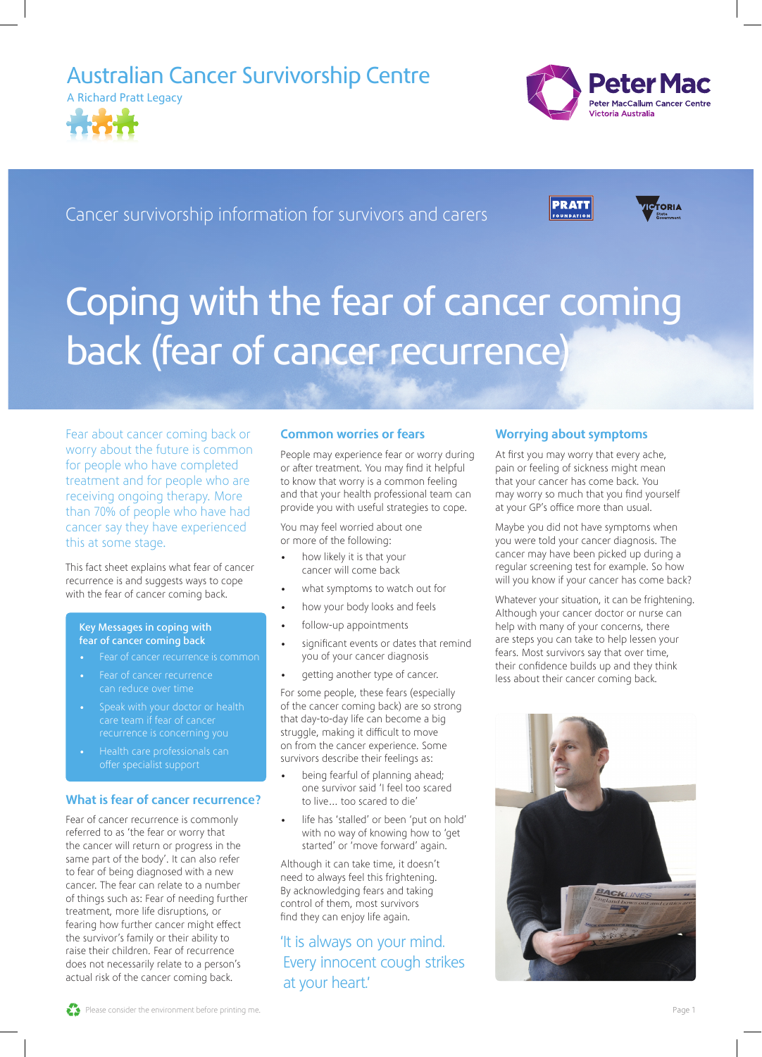Australian Cancer Survivorship Centre
A Richard Pratt Legacy

Peter Mac
Peter MacCallum Cancer Centre
Victoria Australia

Cancer survivorship information for survivors and carers

# Coping with the fear of cancer coming back (fear of cancer recurrence)

Fear about cancer coming back or worry about the future is common for people who have completed treatment and for people who are receiving ongoing therapy. More than 70% of people who have had cancer say they have experienced this at some stage.

This fact sheet explains what fear of cancer recurrence is and suggests ways to cope with the fear of cancer coming back.

**Key Messages in coping with fear of cancer coming back**

- Fear of cancer recurrence is common
- Fear of cancer recurrence can reduce over time
- Speak with your doctor or health care team if fear of cancer recurrence is concerning you
- Health care professionals can offer specialist support

## What is fear of cancer recurrence?

Fear of cancer recurrence is commonly referred to as 'the fear or worry that the cancer will return or progress in the same part of the body'. It can also refer to fear of being diagnosed with a new cancer. The fear can relate to a number of things such as: Fear of needing further treatment, more life disruptions, or fearing how further cancer might effect the survivor's family or their ability to raise their children. Fear of recurrence does not necessarily relate to a person's actual risk of the cancer coming back.

## Common worries or fears

People may experience fear or worry during or after treatment. You may find it helpful to know that worry is a common feeling and that your health professional team can provide you with useful strategies to cope.

You may feel worried about one or more of the following:

- how likely it is that your cancer will come back
- what symptoms to watch out for
- how your body looks and feels
- follow-up appointments
- significant events or dates that remind you of your cancer diagnosis
- getting another type of cancer.

For some people, these fears (especially of the cancer coming back) are so strong that day-to-day life can become a big struggle, making it difficult to move on from the cancer experience. Some survivors describe their feelings as:

- being fearful of planning ahead; one survivor said 'I feel too scared to live… too scared to die'
- life has 'stalled' or been 'put on hold' with no way of knowing how to 'get started' or 'move forward' again.

Although it can take time, it doesn't need to always feel this frightening. By acknowledging fears and taking control of them, most survivors find they can enjoy life again.

'It is always on your mind. Every innocent cough strikes at your heart.'

## Worrying about symptoms

At first you may worry that every ache, pain or feeling of sickness might mean that your cancer has come back. You may worry so much that you find yourself at your GP's office more than usual.

Maybe you did not have symptoms when you were told your cancer diagnosis. The cancer may have been picked up during a regular screening test for example. So how will you know if your cancer has come back?

Whatever your situation, it can be frightening. Although your cancer doctor or nurse can help with many of your concerns, there are steps you can take to help lessen your fears. Most survivors say that over time, their confidence builds up and they think less about their cancer coming back.

Please consider the environment before printing me.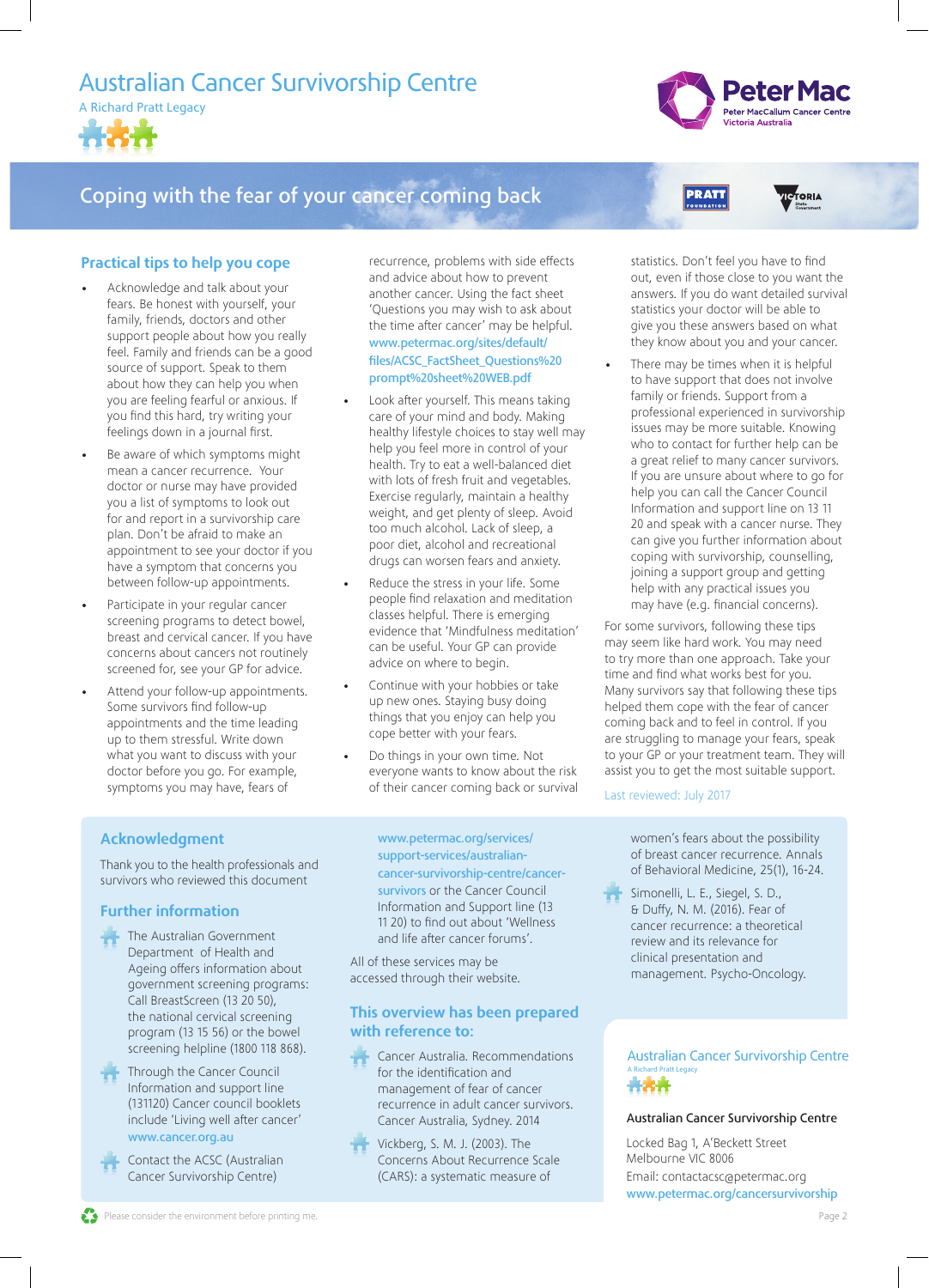# Australian Cancer Survivorship Centre

A Richard Pratt Legacy

## Coping with the fear of your cancer coming back

### Practical tips to help you cope

- Acknowledge and talk about your fears. Be honest with yourself, your family, friends, doctors and other support people about how you really feel. Family and friends can be a good source of support. Speak to them about how they can help you when you are feeling fearful or anxious. If you find this hard, try writing your feelings down in a journal first.
- Be aware of which symptoms might mean a cancer recurrence. Your doctor or nurse may have provided you a list of symptoms to look out for and report in a survivorship care plan. Don't be afraid to make an appointment to see your doctor if you have a symptom that concerns you between follow-up appointments.
- Participate in your regular cancer screening programs to detect bowel, breast and cervical cancer. If you have concerns about cancers not routinely screened for, see your GP for advice.
- Attend your follow-up appointments. Some survivors find follow-up appointments and the time leading up to them stressful. Write down what you want to discuss with your doctor before you go. For example, symptoms you may have, fears of recurrence, problems with side effects and advice about how to prevent another cancer. Using the fact sheet 'Questions you may wish to ask about the time after cancer' may be helpful. www.petermac.org/sites/default/files/ACSC_FactSheet_Questions%20prompt%20sheet%20WEB.pdf
- Look after yourself. This means taking care of your mind and body. Making healthy lifestyle choices to stay well may help you feel more in control of your health. Try to eat a well-balanced diet with lots of fresh fruit and vegetables. Exercise regularly, maintain a healthy weight, and get plenty of sleep. Avoid too much alcohol. Lack of sleep, a poor diet, alcohol and recreational drugs can worsen fears and anxiety.
- Reduce the stress in your life. Some people find relaxation and meditation classes helpful. There is emerging evidence that 'Mindfulness meditation' can be useful. Your GP can provide advice on where to begin.
- Continue with your hobbies or take up new ones. Staying busy doing things that you enjoy can help you cope better with your fears.
- Do things in your own time. Not everyone wants to know about the risk of their cancer coming back or survival statistics. Don't feel you have to find out, even if those close to you want the answers. If you do want detailed survival statistics your doctor will be able to give you these answers based on what they know about you and your cancer.
- There may be times when it is helpful to have support that does not involve family or friends. Support from a professional experienced in survivorship issues may be more suitable. Knowing who to contact for further help can be a great relief to many cancer survivors. If you are unsure about where to go for help you can call the Cancer Council Information and support line on 13 11 20 and speak with a cancer nurse. They can give you further information about coping with survivorship, counselling, joining a support group and getting help with any practical issues you may have (e.g. financial concerns).

For some survivors, following these tips may seem like hard work. You may need to try more than one approach. Take your time and find what works best for you. Many survivors say that following these tips helped them cope with the fear of cancer coming back and to feel in control. If you are struggling to manage your fears, speak to your GP or your treatment team. They will assist you to get the most suitable support.

Last reviewed: July 2017

### Acknowledgment

Thank you to the health professionals and survivors who reviewed this document

### Further information

- The Australian Government Department of Health and Ageing offers information about government screening programs: Call BreastScreen (13 20 50), the national cervical screening program (13 15 56) or the bowel screening helpline (1800 118 868).
- Through the Cancer Council Information and support line (131120) Cancer council booklets include 'Living well after cancer' www.cancer.org.au
- Contact the ACSC (Australian Cancer Survivorship Centre) www.petermac.org/services/support-services/australian-cancer-survivorship-centre/cancer-survivors or the Cancer Council Information and Support line (13 11 20) to find out about 'Wellness and life after cancer forums'.

All of these services may be accessed through their website.

### This overview has been prepared with reference to:

- Cancer Australia. Recommendations for the identification and management of fear of cancer recurrence in adult cancer survivors. Cancer Australia, Sydney. 2014
- Vickberg, S. M. J. (2003). The Concerns About Recurrence Scale (CARS): a systematic measure of women's fears about the possibility of breast cancer recurrence. Annals of Behavioral Medicine, 25(1), 16-24.
- Simonelli, L. E., Siegel, S. D., & Duffy, N. M. (2016). Fear of cancer recurrence: a theoretical review and its relevance for clinical presentation and management. Psycho-Oncology.

Australian Cancer Survivorship Centre
A Richard Pratt Legacy

**Australian Cancer Survivorship Centre**

Locked Bag 1, A'Beckett Street
Melbourne VIC 8006
Email: contactacsc@petermac.org
www.petermac.org/cancersurvivorship

Please consider the environment before printing me.